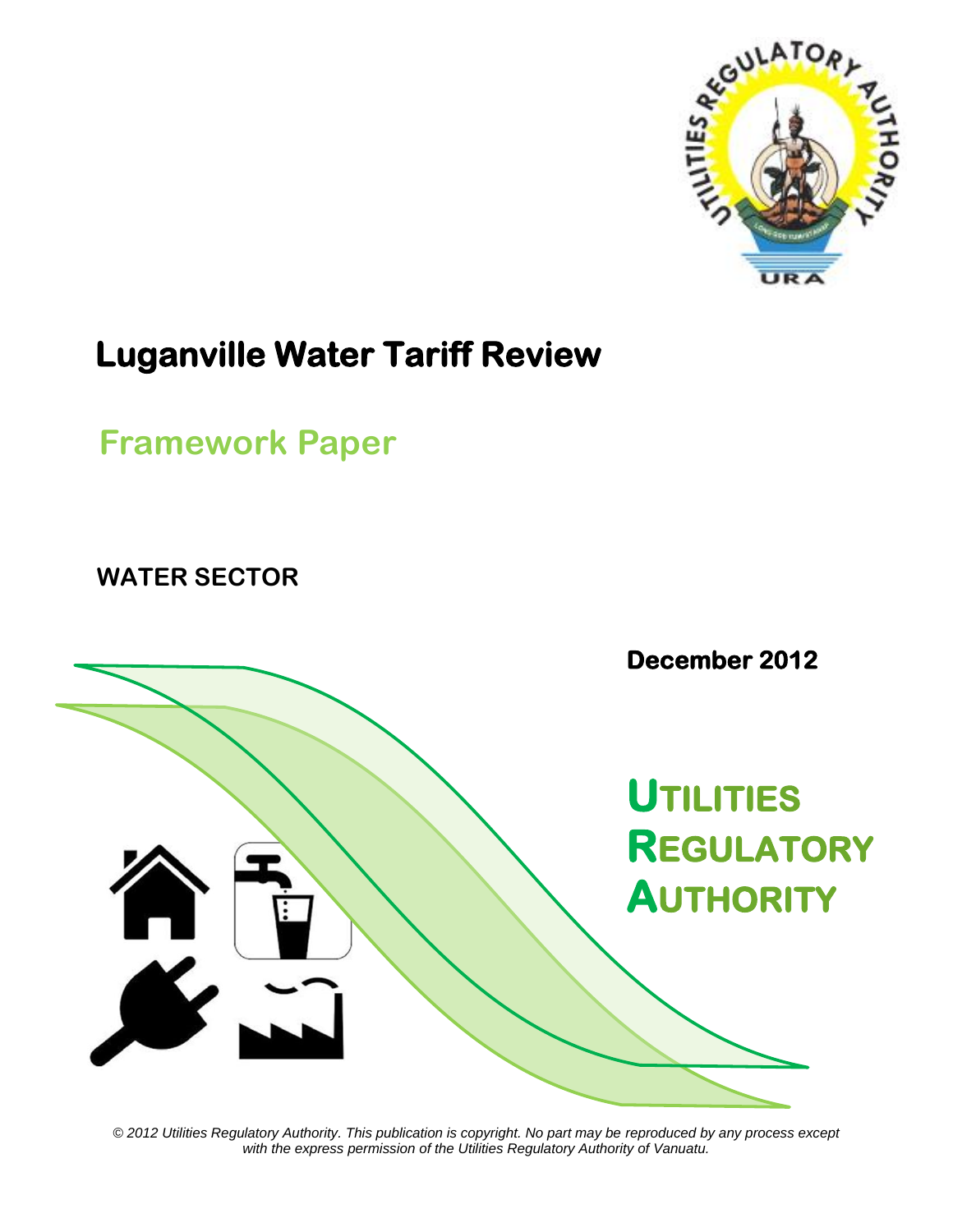# Luganville Water Tariff Review

## Framework Paper

**WATER SECTOR**

**December 2012**

**UTILITIES REGULATORY AUTHORITY**

*© 2012 Utilities Regulatory Authority. This publication is copyright. No part may be reproduced by any process except with the express permission of the Utilities Regulatory Authority of Vanuatu.*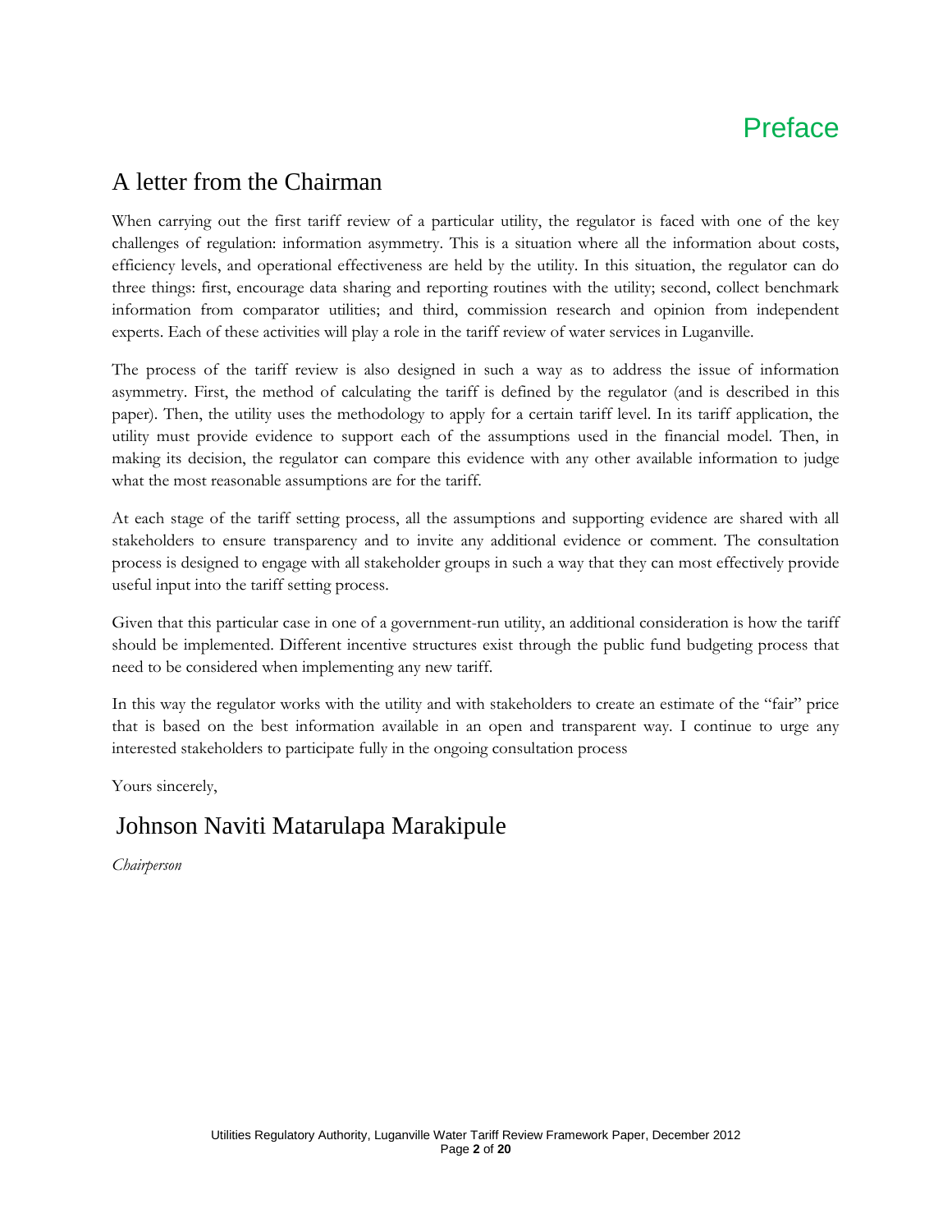# Preface

## A letter from the Chairman

When carrying out the first tariff review of a particular utility, the regulator is faced with one of the key challenges of regulation: information asymmetry. This is a situation where all the information about costs, efficiency levels, and operational effectiveness are held by the utility. In this situation, the regulator can do three things: first, encourage data sharing and reporting routines with the utility; second, collect benchmark information from comparator utilities; and third, commission research and opinion from independent experts. Each of these activities will play a role in the tariff review of water services in Luganville.

The process of the tariff review is also designed in such a way as to address the issue of information asymmetry. First, the method of calculating the tariff is defined by the regulator (and is described in this paper). Then, the utility uses the methodology to apply for a certain tariff level. In its tariff application, the utility must provide evidence to support each of the assumptions used in the financial model. Then, in making its decision, the regulator can compare this evidence with any other available information to judge what the most reasonable assumptions are for the tariff.

At each stage of the tariff setting process, all the assumptions and supporting evidence are shared with all stakeholders to ensure transparency and to invite any additional evidence or comment. The consultation process is designed to engage with all stakeholder groups in such a way that they can most effectively provide useful input into the tariff setting process.

Given that this particular case in one of a government-run utility, an additional consideration is how the tariff should be implemented. Different incentive structures exist through the public fund budgeting process that need to be considered when implementing any new tariff.

In this way the regulator works with the utility and with stakeholders to create an estimate of the "fair" price that is based on the best information available in an open and transparent way. I continue to urge any interested stakeholders to participate fully in the ongoing consultation process

Yours sincerely,

Johnson Naviti Matarulapa Marakipule

*Chairperson*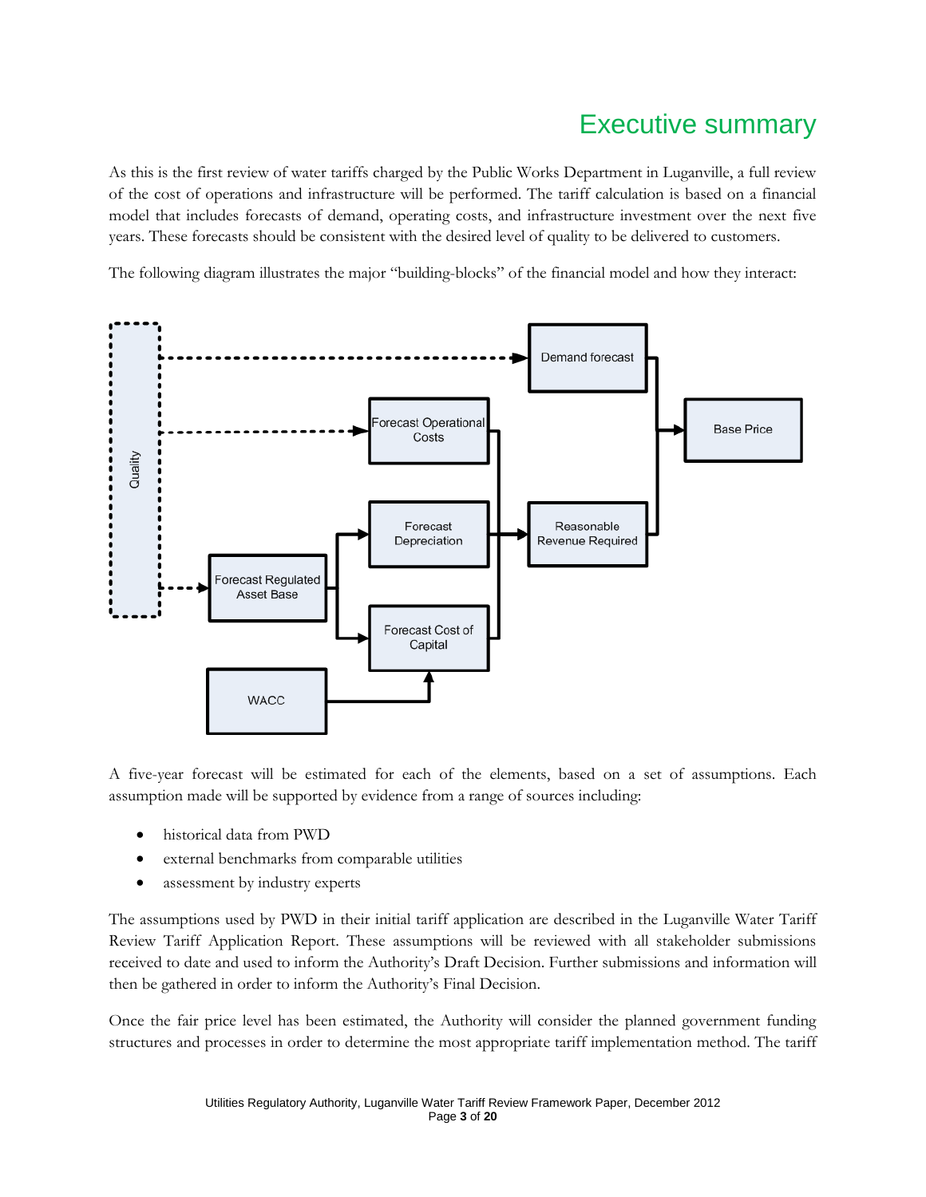# Executive summary

As this is the first review of water tariffs charged by the Public Works Department in Luganville, a full review of the cost of operations and infrastructure will be performed. The tariff calculation is based on a financial model that includes forecasts of demand, operating costs, and infrastructure investment over the next five years. These forecasts should be consistent with the desired level of quality to be delivered to customers.

The following diagram illustrates the major "building-blocks" of the financial model and how they interact:

A five-year forecast will be estimated for each of the elements, based on a set of assumptions. Each assumption made will be supported by evidence from a range of sources including:

- historical data from PWD
- external benchmarks from comparable utilities
- assessment by industry experts

The assumptions used by PWD in their initial tariff application are described in the Luganville Water Tariff Review Tariff Application Report. These assumptions will be reviewed with all stakeholder submissions received to date and used to inform the Authority's Draft Decision. Further submissions and information will then be gathered in order to inform the Authority's Final Decision.

Once the fair price level has been estimated, the Authority will consider the planned government funding structures and processes in order to determine the most appropriate tariff implementation method. The tariff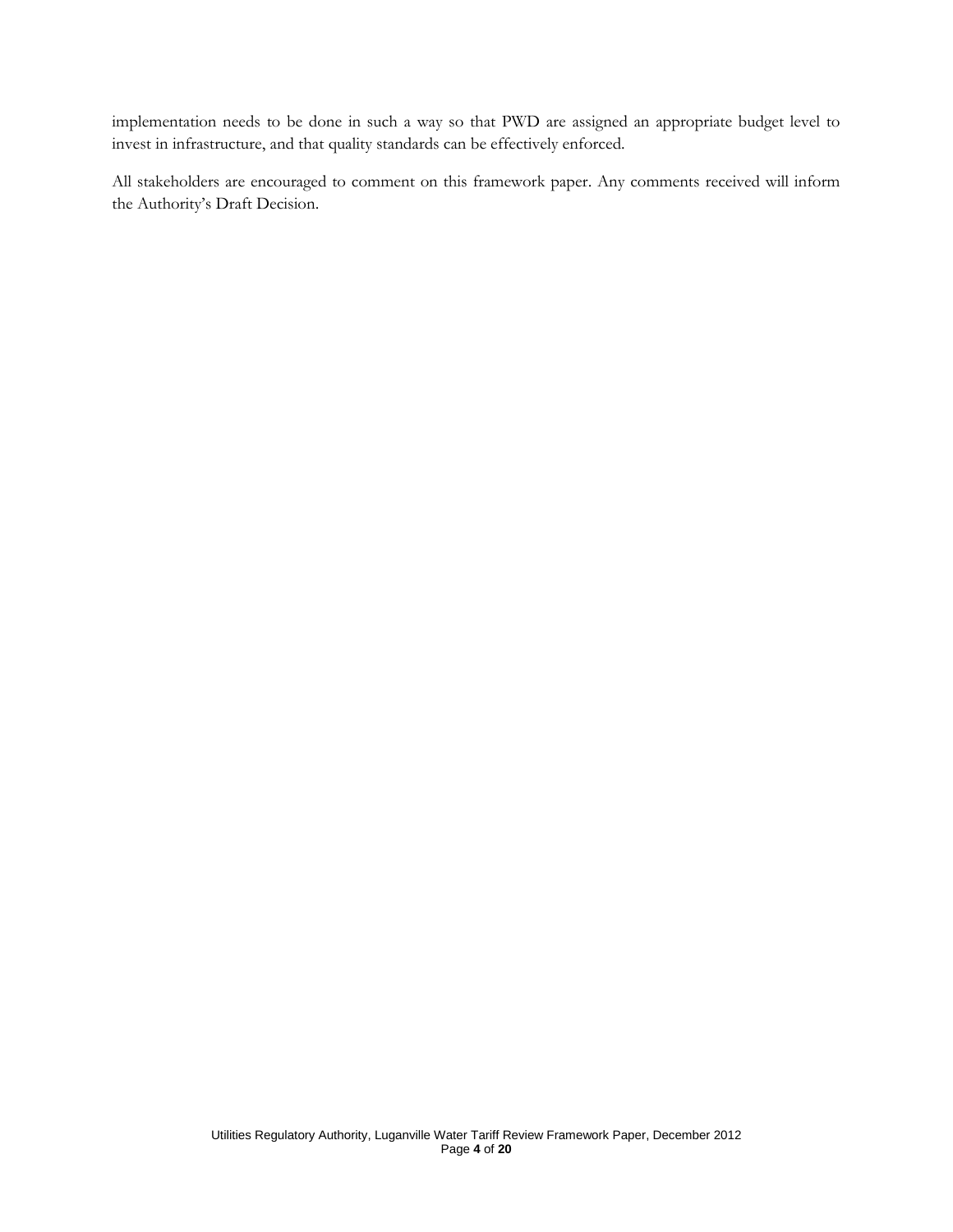implementation needs to be done in such a way so that PWD are assigned an appropriate budget level to invest in infrastructure, and that quality standards can be effectively enforced.

All stakeholders are encouraged to comment on this framework paper. Any comments received will inform the Authority's Draft Decision.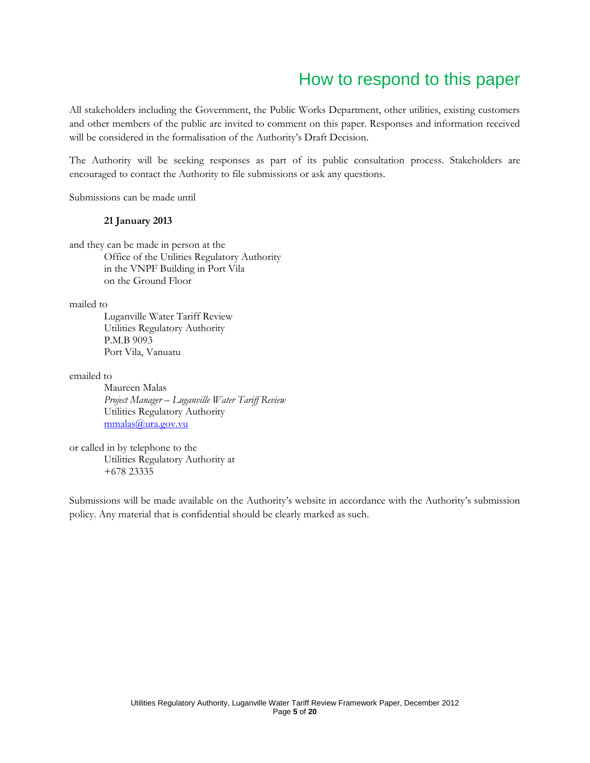# How to respond to this paper

All stakeholders including the Government, the Public Works Department, other utilities, existing customers and other members of the public are invited to comment on this paper. Responses and information received will be considered in the formalisation of the Authority's Draft Decision.

The Authority will be seeking responses as part of its public consultation process. Stakeholders are encouraged to contact the Authority to file submissions or ask any questions.

Submissions can be made until

**21 January 2013**

and they can be made in person at the
Office of the Utilities Regulatory Authority
in the VNPF Building in Port Vila
on the Ground Floor

mailed to
Luganville Water Tariff Review
Utilities Regulatory Authority
P.M.B 9093
Port Vila, Vanuatu

emailed to
Maureen Malas
*Project Manager – Luganville Water Tariff Review*
Utilities Regulatory Authority
mmalas@ura.gov.vu

or called in by telephone to the
Utilities Regulatory Authority at
+678 23335

Submissions will be made available on the Authority's website in accordance with the Authority's submission policy. Any material that is confidential should be clearly marked as such.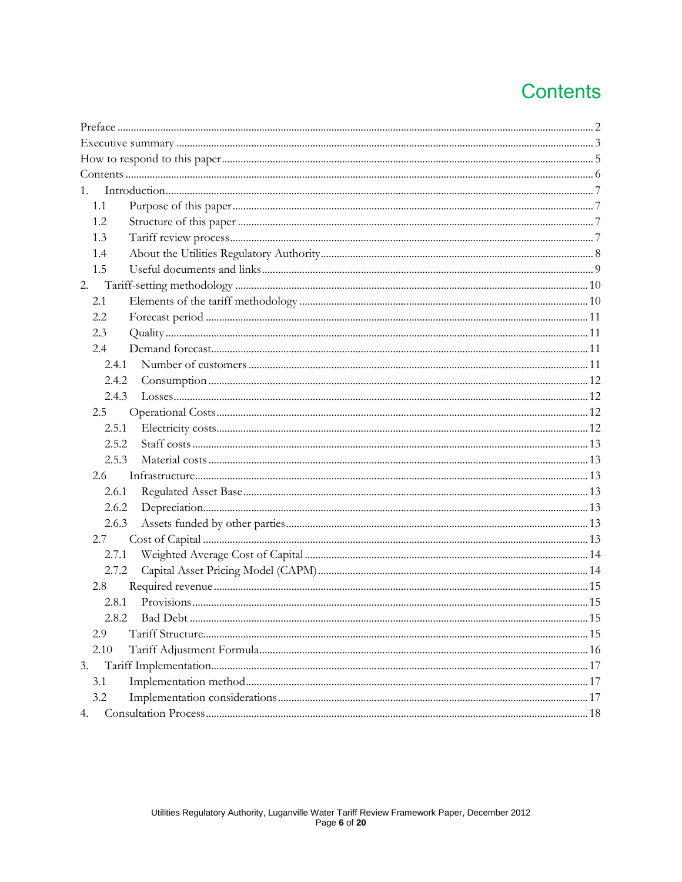# Contents

Preface ........................................................................................................ 2
Executive summary ........................................................................................ 3
How to respond to this paper .......................................................................... 5
Contents ........................................................................................................ 6
1. Introduction ................................................................................................ 7
   1.1 Purpose of this paper ............................................................................ 7
   1.2 Structure of this paper ........................................................................... 7
   1.3 Tariff review process .............................................................................. 7
   1.4 About the Utilities Regulatory Authority .................................................. 8
   1.5 Useful documents and links ..................................................................... 9
2. Tariff-setting methodology ........................................................................... 10
   2.1 Elements of the tariff methodology ........................................................ 10
   2.2 Forecast period ..................................................................................... 11
   2.3 Quality ................................................................................................. 11
   2.4 Demand forecast .................................................................................... 11
      2.4.1 Number of customers ....................................................................... 11
      2.4.2 Consumption .................................................................................... 12
      2.4.3 Losses .............................................................................................. 12
   2.5 Operational Costs ................................................................................... 12
      2.5.1 Electricity costs ................................................................................ 12
      2.5.2 Staff costs ........................................................................................ 13
      2.5.3 Material costs ................................................................................... 13
   2.6 Infrastructure ......................................................................................... 13
      2.6.1 Regulated Asset Base ........................................................................ 13
      2.6.2 Depreciation ..................................................................................... 13
      2.6.3 Assets funded by other parties ........................................................... 13
   2.7 Cost of Capital ....................................................................................... 13
      2.7.1 Weighted Average Cost of Capital ...................................................... 14
      2.7.2 Capital Asset Pricing Model (CAPM) .................................................. 14
   2.8 Required revenue ................................................................................... 15
      2.8.1 Provisions ......................................................................................... 15
      2.8.2 Bad Debt .......................................................................................... 15
   2.9 Tariff Structure ....................................................................................... 15
   2.10 Tariff Adjustment Formula ..................................................................... 16
3. Tariff Implementation .................................................................................. 17
   3.1 Implementation method .......................................................................... 17
   3.2 Implementation considerations ................................................................ 17
4. Consultation Process ................................................................................... 18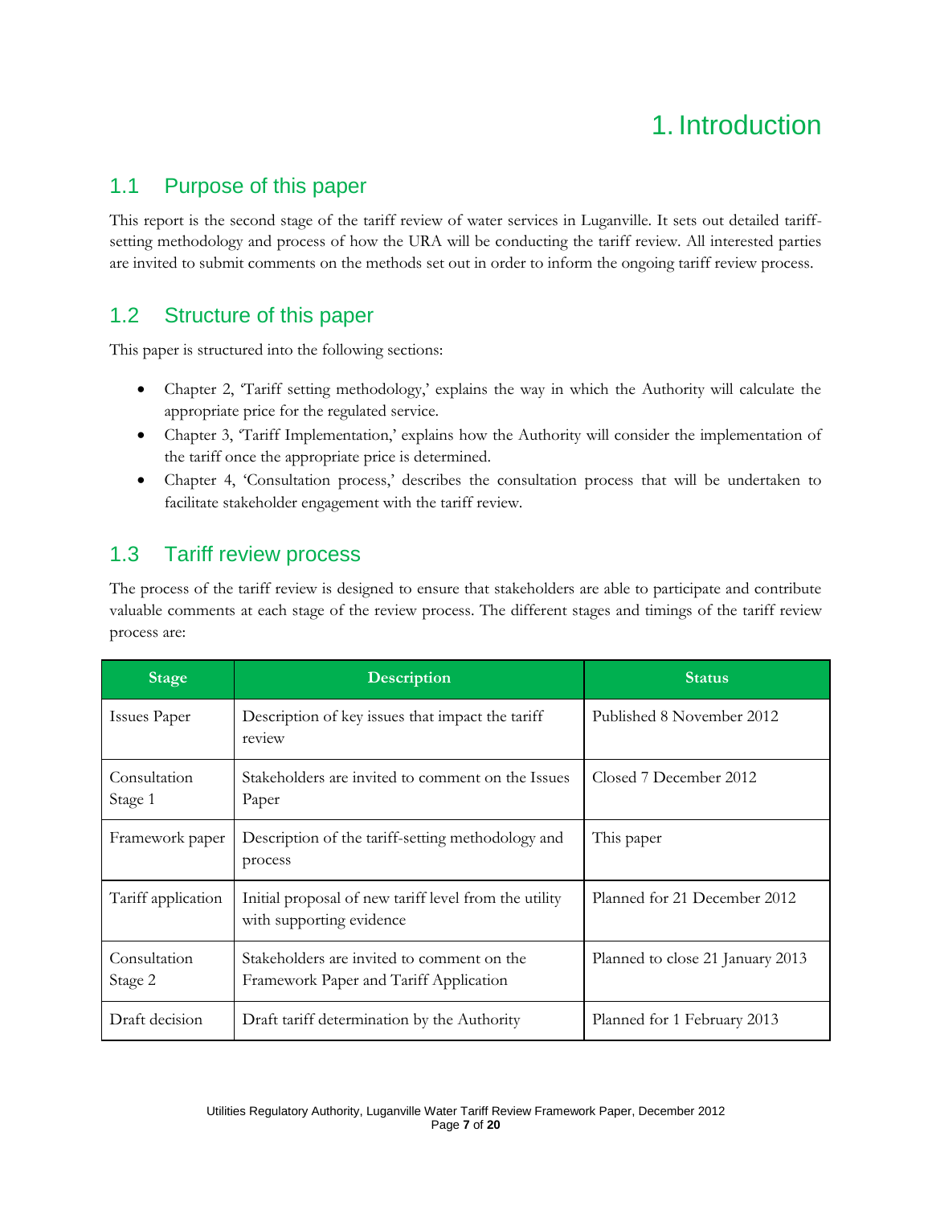# 1. Introduction

## 1.1 Purpose of this paper

This report is the second stage of the tariff review of water services in Luganville. It sets out detailed tariff-setting methodology and process of how the URA will be conducting the tariff review. All interested parties are invited to submit comments on the methods set out in order to inform the ongoing tariff review process.

## 1.2 Structure of this paper

This paper is structured into the following sections:

- Chapter 2, 'Tariff setting methodology,' explains the way in which the Authority will calculate the appropriate price for the regulated service.
- Chapter 3, 'Tariff Implementation,' explains how the Authority will consider the implementation of the tariff once the appropriate price is determined.
- Chapter 4, 'Consultation process,' describes the consultation process that will be undertaken to facilitate stakeholder engagement with the tariff review.

## 1.3 Tariff review process

The process of the tariff review is designed to ensure that stakeholders are able to participate and contribute valuable comments at each stage of the review process. The different stages and timings of the tariff review process are:

| Stage | Description | Status |
|---|---|---|
| Issues Paper | Description of key issues that impact the tariff review | Published 8 November 2012 |
| Consultation Stage 1 | Stakeholders are invited to comment on the Issues Paper | Closed 7 December 2012 |
| Framework paper | Description of the tariff-setting methodology and process | This paper |
| Tariff application | Initial proposal of new tariff level from the utility with supporting evidence | Planned for 21 December 2012 |
| Consultation Stage 2 | Stakeholders are invited to comment on the Framework Paper and Tariff Application | Planned to close 21 January 2013 |
| Draft decision | Draft tariff determination by the Authority | Planned for 1 February 2013 |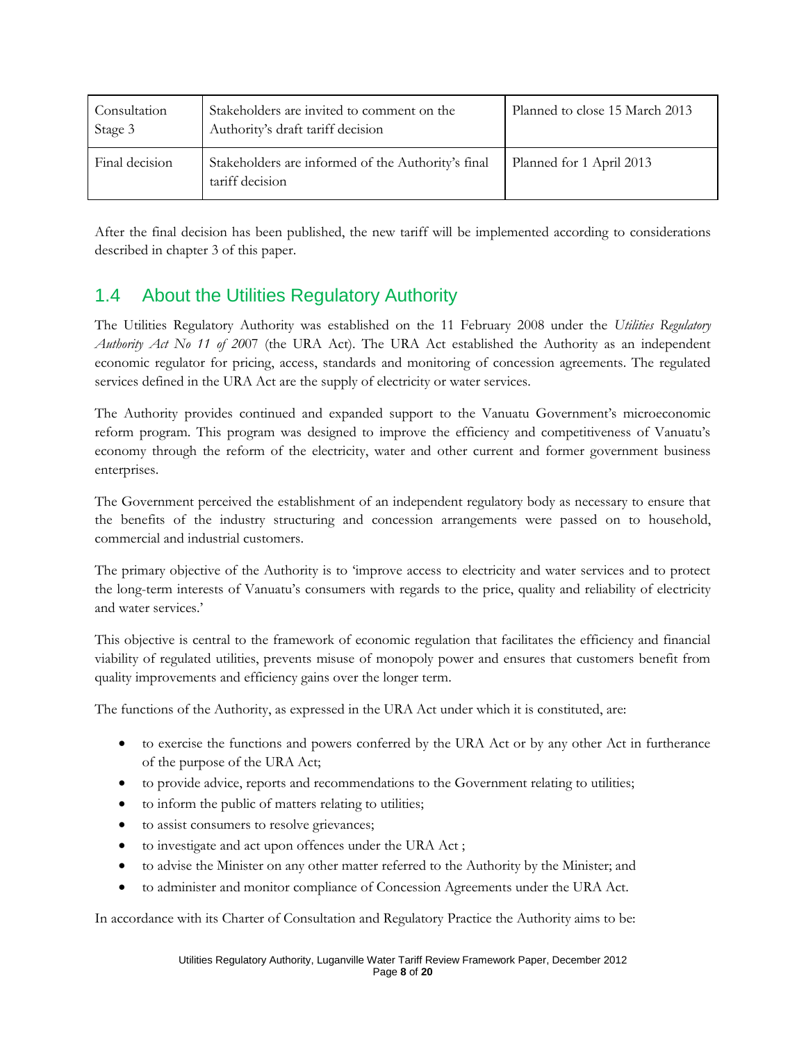| Consultation Stage 3 | Stakeholders are invited to comment on the Authority's draft tariff decision | Planned to close 15 March 2013 |
| --- | --- | --- |
| Final decision | Stakeholders are informed of the Authority's final tariff decision | Planned for 1 April 2013 |

After the final decision has been published, the new tariff will be implemented according to considerations described in chapter 3 of this paper.

## 1.4 About the Utilities Regulatory Authority

The Utilities Regulatory Authority was established on the 11 February 2008 under the *Utilities Regulatory Authority Act No 11 of 20*07 (the URA Act). The URA Act established the Authority as an independent economic regulator for pricing, access, standards and monitoring of concession agreements. The regulated services defined in the URA Act are the supply of electricity or water services.

The Authority provides continued and expanded support to the Vanuatu Government's microeconomic reform program. This program was designed to improve the efficiency and competitiveness of Vanuatu's economy through the reform of the electricity, water and other current and former government business enterprises.

The Government perceived the establishment of an independent regulatory body as necessary to ensure that the benefits of the industry structuring and concession arrangements were passed on to household, commercial and industrial customers.

The primary objective of the Authority is to 'improve access to electricity and water services and to protect the long-term interests of Vanuatu's consumers with regards to the price, quality and reliability of electricity and water services.'

This objective is central to the framework of economic regulation that facilitates the efficiency and financial viability of regulated utilities, prevents misuse of monopoly power and ensures that customers benefit from quality improvements and efficiency gains over the longer term.

The functions of the Authority, as expressed in the URA Act under which it is constituted, are:

- to exercise the functions and powers conferred by the URA Act or by any other Act in furtherance of the purpose of the URA Act;
- to provide advice, reports and recommendations to the Government relating to utilities;
- to inform the public of matters relating to utilities;
- to assist consumers to resolve grievances;
- to investigate and act upon offences under the URA Act ;
- to advise the Minister on any other matter referred to the Authority by the Minister; and
- to administer and monitor compliance of Concession Agreements under the URA Act.

In accordance with its Charter of Consultation and Regulatory Practice the Authority aims to be: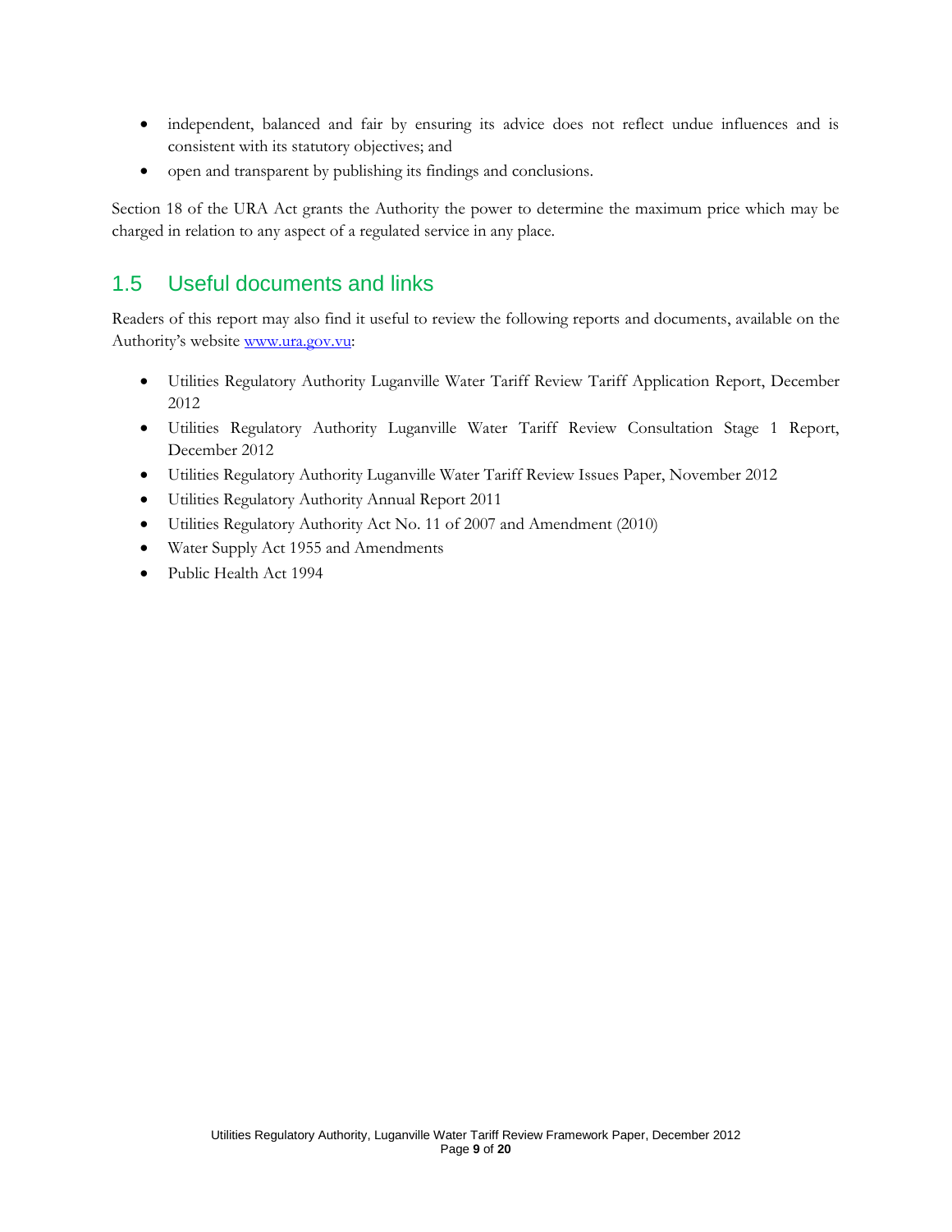- independent, balanced and fair by ensuring its advice does not reflect undue influences and is consistent with its statutory objectives; and
- open and transparent by publishing its findings and conclusions.

Section 18 of the URA Act grants the Authority the power to determine the maximum price which may be charged in relation to any aspect of a regulated service in any place.

## 1.5 Useful documents and links

Readers of this report may also find it useful to review the following reports and documents, available on the Authority's website www.ura.gov.vu:

- Utilities Regulatory Authority Luganville Water Tariff Review Tariff Application Report, December 2012
- Utilities Regulatory Authority Luganville Water Tariff Review Consultation Stage 1 Report, December 2012
- Utilities Regulatory Authority Luganville Water Tariff Review Issues Paper, November 2012
- Utilities Regulatory Authority Annual Report 2011
- Utilities Regulatory Authority Act No. 11 of 2007 and Amendment (2010)
- Water Supply Act 1955 and Amendments
- Public Health Act 1994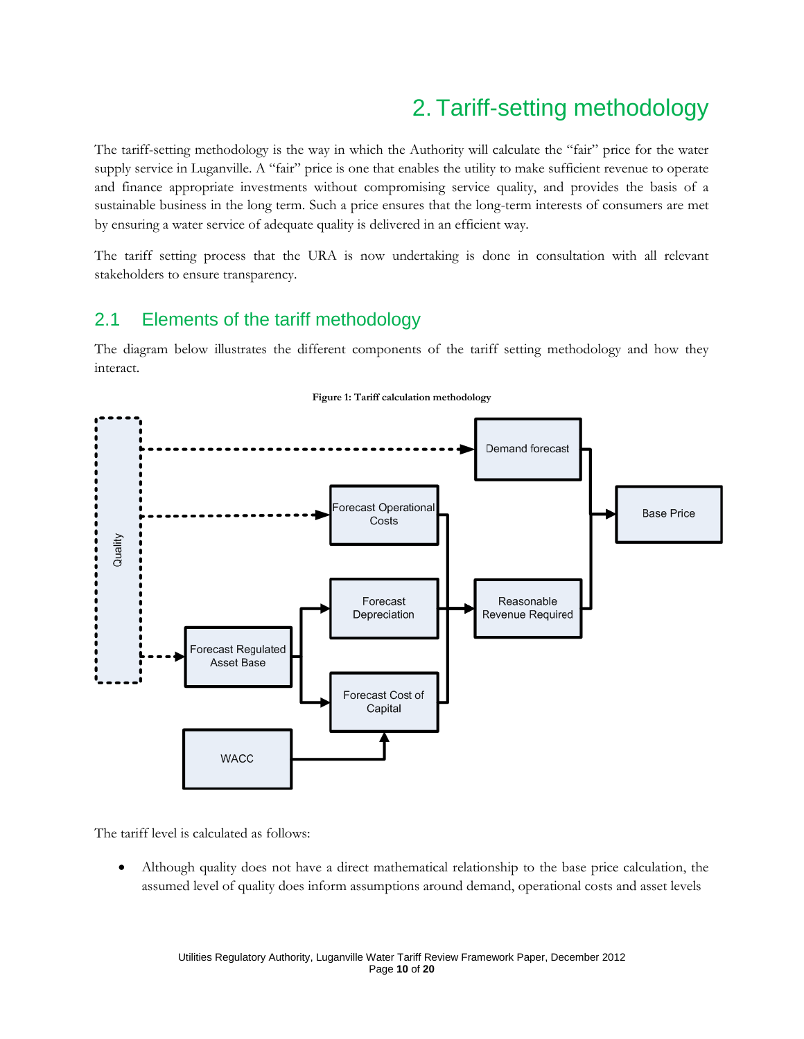# 2. Tariff-setting methodology

The tariff-setting methodology is the way in which the Authority will calculate the "fair" price for the water supply service in Luganville. A "fair" price is one that enables the utility to make sufficient revenue to operate and finance appropriate investments without compromising service quality, and provides the basis of a sustainable business in the long term. Such a price ensures that the long-term interests of consumers are met by ensuring a water service of adequate quality is delivered in an efficient way.

The tariff setting process that the URA is now undertaking is done in consultation with all relevant stakeholders to ensure transparency.

## 2.1 Elements of the tariff methodology

The diagram below illustrates the different components of the tariff setting methodology and how they interact.

**Figure 1: Tariff calculation methodology**

Quality

Demand forecast

Forecast Operational Costs

Forecast Depreciation

Forecast Regulated Asset Base

Forecast Cost of Capital

WACC

Reasonable Revenue Required

Base Price

The tariff level is calculated as follows:

- Although quality does not have a direct mathematical relationship to the base price calculation, the assumed level of quality does inform assumptions around demand, operational costs and asset levels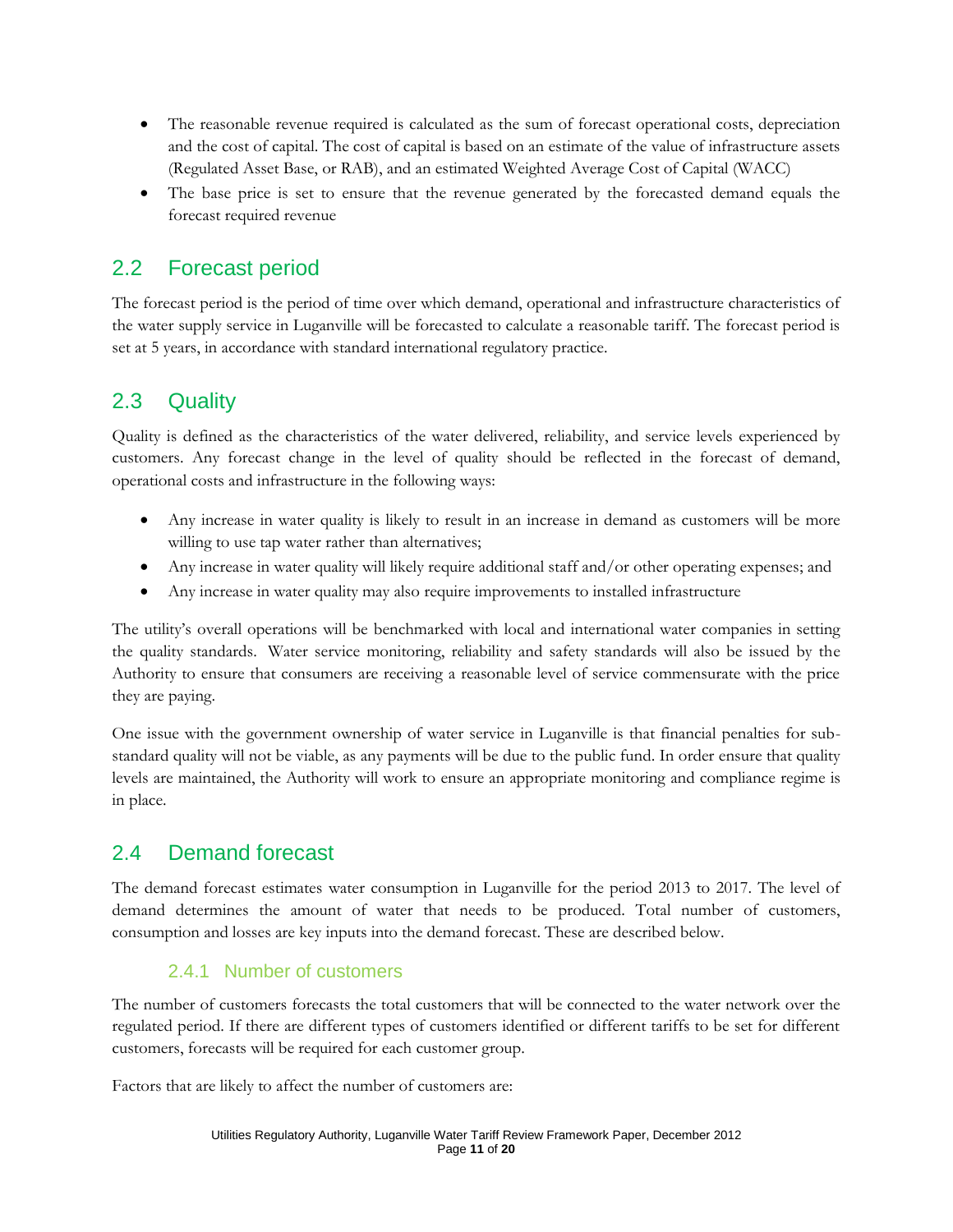- The reasonable revenue required is calculated as the sum of forecast operational costs, depreciation and the cost of capital. The cost of capital is based on an estimate of the value of infrastructure assets (Regulated Asset Base, or RAB), and an estimated Weighted Average Cost of Capital (WACC)
- The base price is set to ensure that the revenue generated by the forecasted demand equals the forecast required revenue

## 2.2 Forecast period

The forecast period is the period of time over which demand, operational and infrastructure characteristics of the water supply service in Luganville will be forecasted to calculate a reasonable tariff. The forecast period is set at 5 years, in accordance with standard international regulatory practice.

## 2.3 Quality

Quality is defined as the characteristics of the water delivered, reliability, and service levels experienced by customers. Any forecast change in the level of quality should be reflected in the forecast of demand, operational costs and infrastructure in the following ways:

- Any increase in water quality is likely to result in an increase in demand as customers will be more willing to use tap water rather than alternatives;
- Any increase in water quality will likely require additional staff and/or other operating expenses; and
- Any increase in water quality may also require improvements to installed infrastructure

The utility's overall operations will be benchmarked with local and international water companies in setting the quality standards. Water service monitoring, reliability and safety standards will also be issued by the Authority to ensure that consumers are receiving a reasonable level of service commensurate with the price they are paying.

One issue with the government ownership of water service in Luganville is that financial penalties for sub-standard quality will not be viable, as any payments will be due to the public fund. In order ensure that quality levels are maintained, the Authority will work to ensure an appropriate monitoring and compliance regime is in place.

## 2.4 Demand forecast

The demand forecast estimates water consumption in Luganville for the period 2013 to 2017. The level of demand determines the amount of water that needs to be produced. Total number of customers, consumption and losses are key inputs into the demand forecast. These are described below.

### 2.4.1 Number of customers

The number of customers forecasts the total customers that will be connected to the water network over the regulated period. If there are different types of customers identified or different tariffs to be set for different customers, forecasts will be required for each customer group.

Factors that are likely to affect the number of customers are: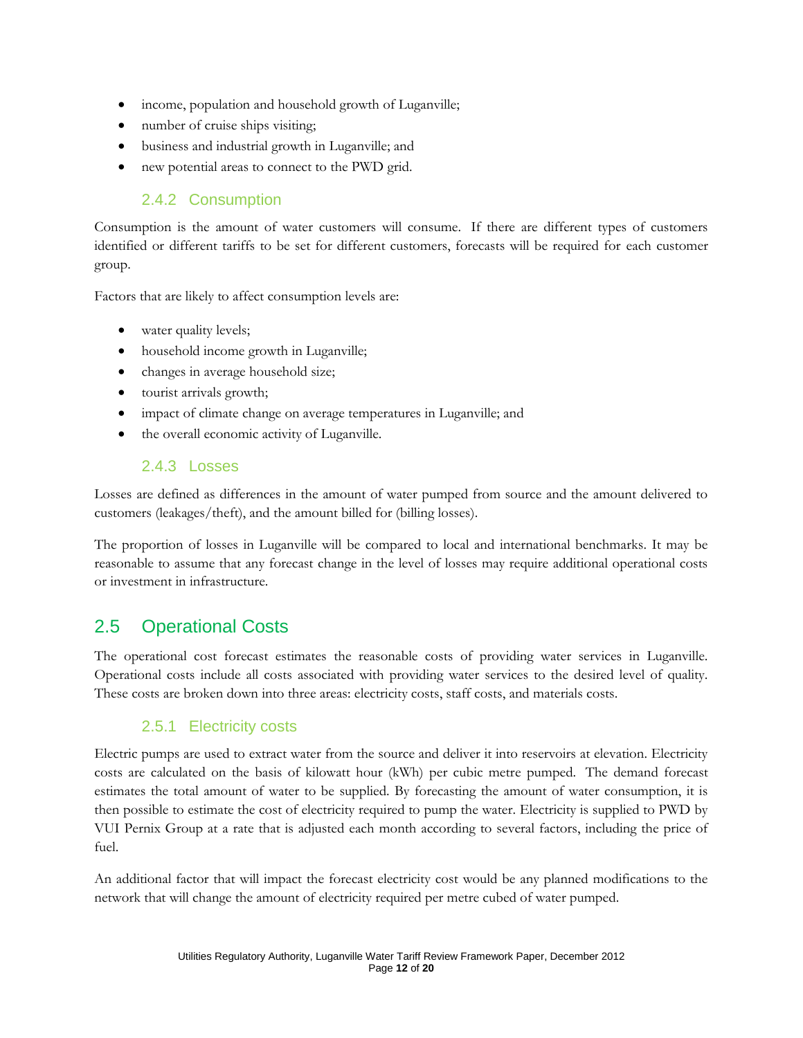- income, population and household growth of Luganville;
- number of cruise ships visiting;
- business and industrial growth in Luganville; and
- new potential areas to connect to the PWD grid.

### 2.4.2 Consumption

Consumption is the amount of water customers will consume. If there are different types of customers identified or different tariffs to be set for different customers, forecasts will be required for each customer group.

Factors that are likely to affect consumption levels are:

- water quality levels;
- household income growth in Luganville;
- changes in average household size;
- tourist arrivals growth;
- impact of climate change on average temperatures in Luganville; and
- the overall economic activity of Luganville.

### 2.4.3 Losses

Losses are defined as differences in the amount of water pumped from source and the amount delivered to customers (leakages/theft), and the amount billed for (billing losses).

The proportion of losses in Luganville will be compared to local and international benchmarks. It may be reasonable to assume that any forecast change in the level of losses may require additional operational costs or investment in infrastructure.

## 2.5 Operational Costs

The operational cost forecast estimates the reasonable costs of providing water services in Luganville. Operational costs include all costs associated with providing water services to the desired level of quality. These costs are broken down into three areas: electricity costs, staff costs, and materials costs.

### 2.5.1 Electricity costs

Electric pumps are used to extract water from the source and deliver it into reservoirs at elevation. Electricity costs are calculated on the basis of kilowatt hour (kWh) per cubic metre pumped. The demand forecast estimates the total amount of water to be supplied. By forecasting the amount of water consumption, it is then possible to estimate the cost of electricity required to pump the water. Electricity is supplied to PWD by VUI Pernix Group at a rate that is adjusted each month according to several factors, including the price of fuel.

An additional factor that will impact the forecast electricity cost would be any planned modifications to the network that will change the amount of electricity required per metre cubed of water pumped.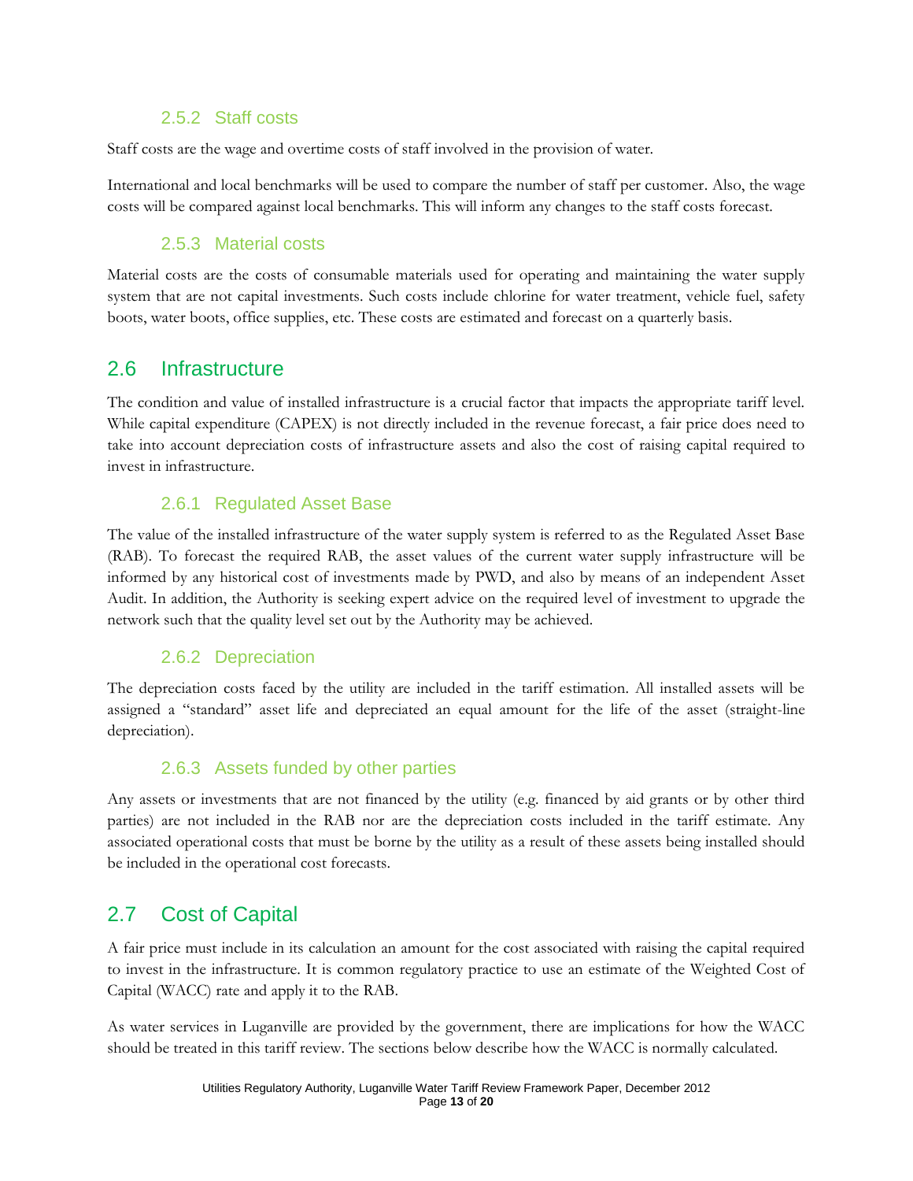### 2.5.2 Staff costs

Staff costs are the wage and overtime costs of staff involved in the provision of water.

International and local benchmarks will be used to compare the number of staff per customer. Also, the wage costs will be compared against local benchmarks. This will inform any changes to the staff costs forecast.

### 2.5.3 Material costs

Material costs are the costs of consumable materials used for operating and maintaining the water supply system that are not capital investments. Such costs include chlorine for water treatment, vehicle fuel, safety boots, water boots, office supplies, etc. These costs are estimated and forecast on a quarterly basis.

## 2.6 Infrastructure

The condition and value of installed infrastructure is a crucial factor that impacts the appropriate tariff level. While capital expenditure (CAPEX) is not directly included in the revenue forecast, a fair price does need to take into account depreciation costs of infrastructure assets and also the cost of raising capital required to invest in infrastructure.

### 2.6.1 Regulated Asset Base

The value of the installed infrastructure of the water supply system is referred to as the Regulated Asset Base (RAB). To forecast the required RAB, the asset values of the current water supply infrastructure will be informed by any historical cost of investments made by PWD, and also by means of an independent Asset Audit. In addition, the Authority is seeking expert advice on the required level of investment to upgrade the network such that the quality level set out by the Authority may be achieved.

### 2.6.2 Depreciation

The depreciation costs faced by the utility are included in the tariff estimation. All installed assets will be assigned a "standard" asset life and depreciated an equal amount for the life of the asset (straight-line depreciation).

### 2.6.3 Assets funded by other parties

Any assets or investments that are not financed by the utility (e.g. financed by aid grants or by other third parties) are not included in the RAB nor are the depreciation costs included in the tariff estimate. Any associated operational costs that must be borne by the utility as a result of these assets being installed should be included in the operational cost forecasts.

## 2.7 Cost of Capital

A fair price must include in its calculation an amount for the cost associated with raising the capital required to invest in the infrastructure. It is common regulatory practice to use an estimate of the Weighted Cost of Capital (WACC) rate and apply it to the RAB.

As water services in Luganville are provided by the government, there are implications for how the WACC should be treated in this tariff review. The sections below describe how the WACC is normally calculated.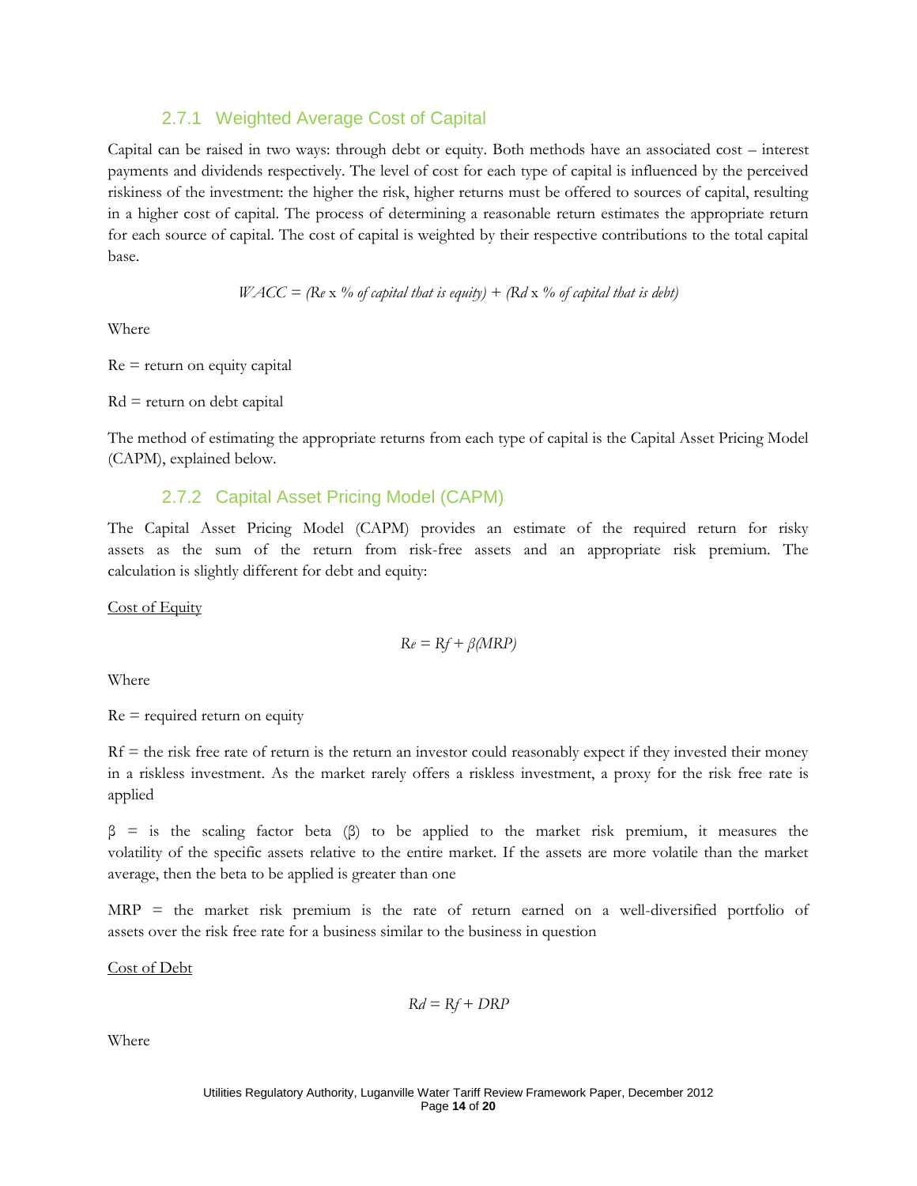### 2.7.1 Weighted Average Cost of Capital

Capital can be raised in two ways: through debt or equity. Both methods have an associated cost – interest payments and dividends respectively. The level of cost for each type of capital is influenced by the perceived riskiness of the investment: the higher the risk, higher returns must be offered to sources of capital, resulting in a higher cost of capital. The process of determining a reasonable return estimates the appropriate return for each source of capital. The cost of capital is weighted by their respective contributions to the total capital base.

$$WACC = (Re \times \text{\% of capital that is equity}) + (Rd \times \text{\% of capital that is debt})$$

Where

Re = return on equity capital

Rd = return on debt capital

The method of estimating the appropriate returns from each type of capital is the Capital Asset Pricing Model (CAPM), explained below.

### 2.7.2 Capital Asset Pricing Model (CAPM)

The Capital Asset Pricing Model (CAPM) provides an estimate of the required return for risky assets as the sum of the return from risk-free assets and an appropriate risk premium. The calculation is slightly different for debt and equity:

Cost of Equity

$$Re = Rf + \beta(MRP)$$

Where

Re = required return on equity

Rf = the risk free rate of return is the return an investor could reasonably expect if they invested their money in a riskless investment. As the market rarely offers a riskless investment, a proxy for the risk free rate is applied

$\beta$ = is the scaling factor beta ($\beta$) to be applied to the market risk premium, it measures the volatility of the specific assets relative to the entire market. If the assets are more volatile than the market average, then the beta to be applied is greater than one

MRP = the market risk premium is the rate of return earned on a well-diversified portfolio of assets over the risk free rate for a business similar to the business in question

Cost of Debt

$$Rd = Rf + DRP$$

Where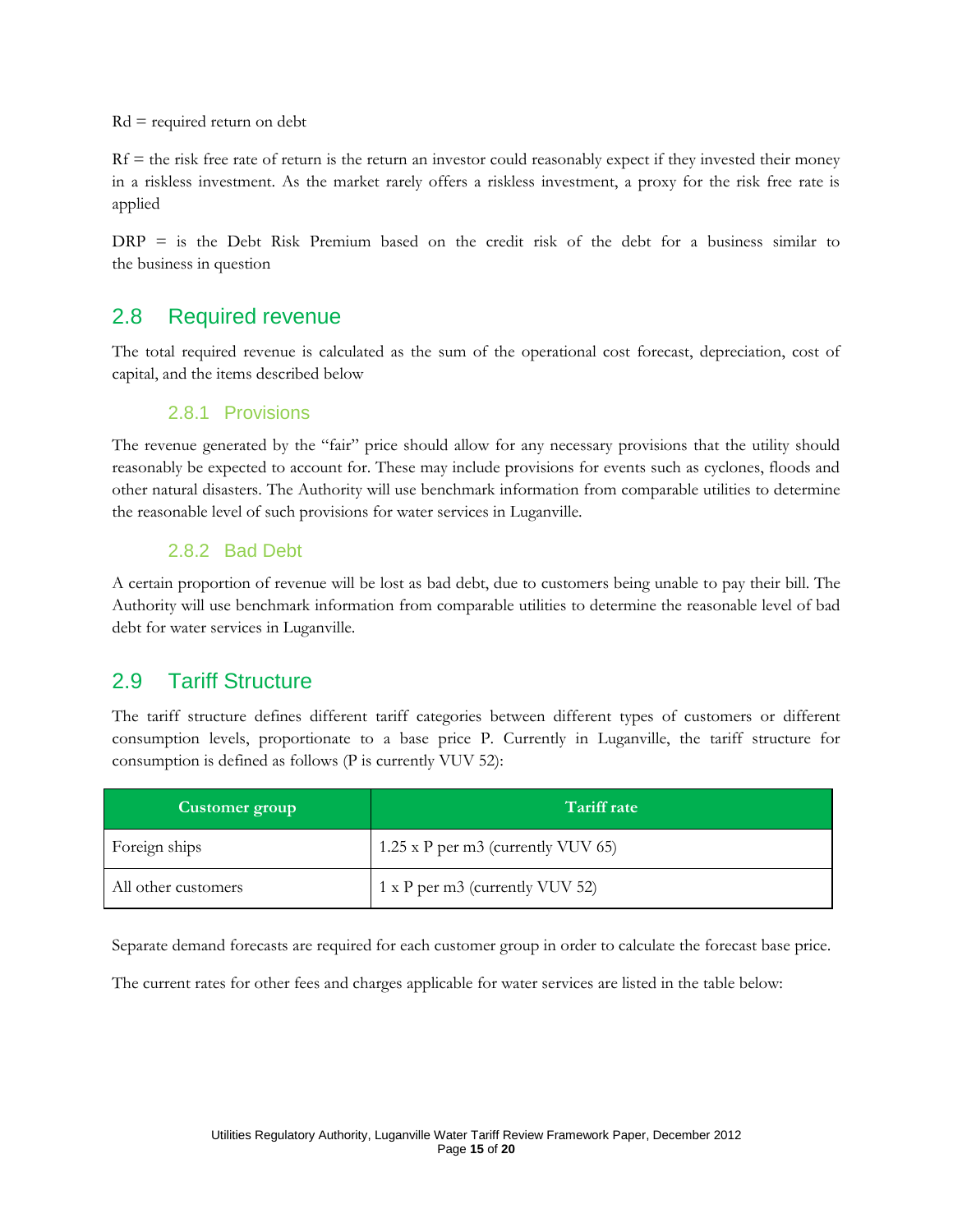Rd = required return on debt

Rf = the risk free rate of return is the return an investor could reasonably expect if they invested their money in a riskless investment. As the market rarely offers a riskless investment, a proxy for the risk free rate is applied

DRP = is the Debt Risk Premium based on the credit risk of the debt for a business similar to the business in question

## 2.8 Required revenue

The total required revenue is calculated as the sum of the operational cost forecast, depreciation, cost of capital, and the items described below

### 2.8.1 Provisions

The revenue generated by the "fair" price should allow for any necessary provisions that the utility should reasonably be expected to account for. These may include provisions for events such as cyclones, floods and other natural disasters. The Authority will use benchmark information from comparable utilities to determine the reasonable level of such provisions for water services in Luganville.

### 2.8.2 Bad Debt

A certain proportion of revenue will be lost as bad debt, due to customers being unable to pay their bill. The Authority will use benchmark information from comparable utilities to determine the reasonable level of bad debt for water services in Luganville.

## 2.9 Tariff Structure

The tariff structure defines different tariff categories between different types of customers or different consumption levels, proportionate to a base price P. Currently in Luganville, the tariff structure for consumption is defined as follows (P is currently VUV 52):

| Customer group | Tariff rate |
| --- | --- |
| Foreign ships | 1.25 x P per m3 (currently VUV 65) |
| All other customers | 1 x P per m3 (currently VUV 52) |

Separate demand forecasts are required for each customer group in order to calculate the forecast base price.

The current rates for other fees and charges applicable for water services are listed in the table below: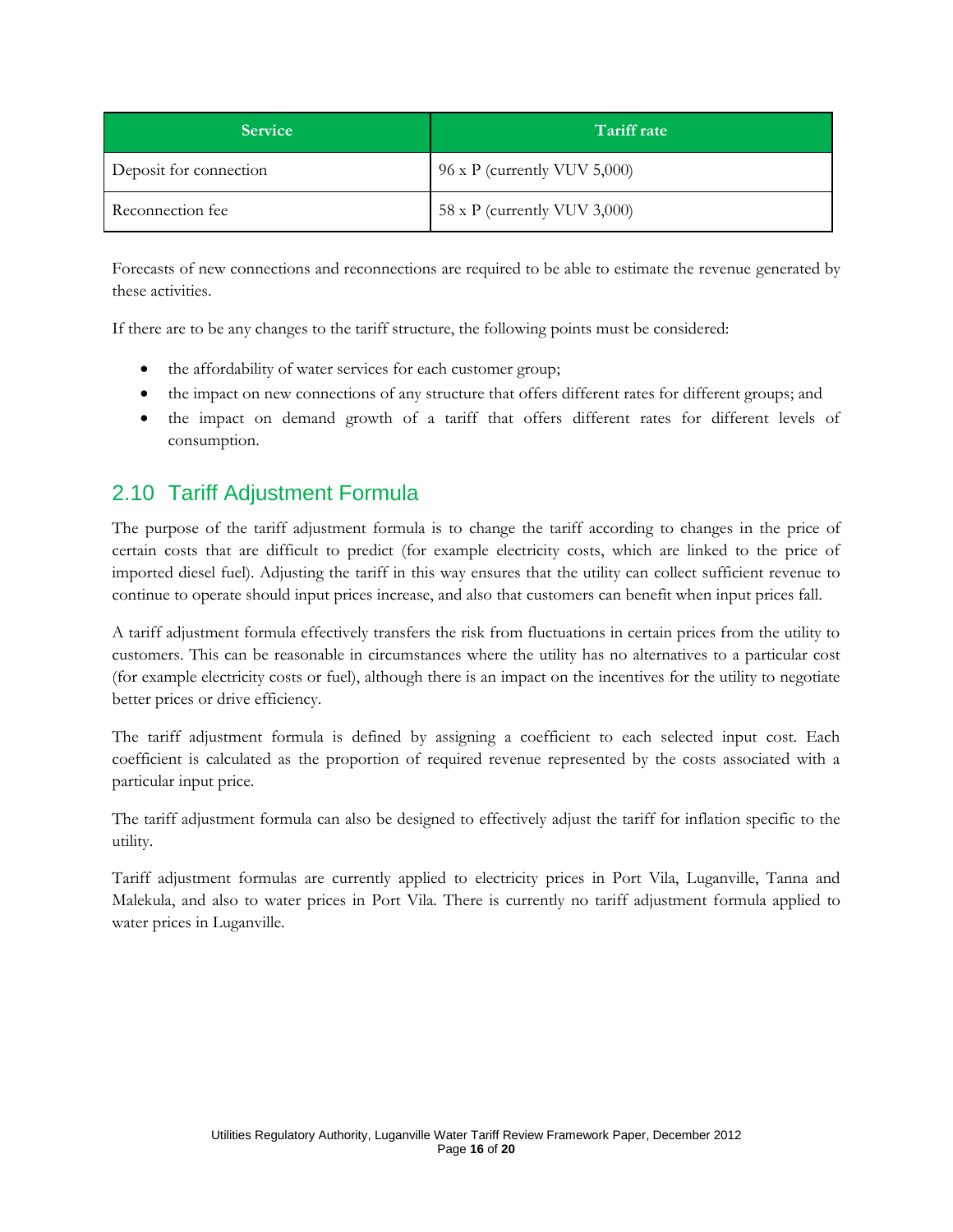| Service | Tariff rate |
| --- | --- |
| Deposit for connection | 96 x P (currently VUV 5,000) |
| Reconnection fee | 58 x P (currently VUV 3,000) |

Forecasts of new connections and reconnections are required to be able to estimate the revenue generated by these activities.

If there are to be any changes to the tariff structure, the following points must be considered:

- the affordability of water services for each customer group;
- the impact on new connections of any structure that offers different rates for different groups; and
- the impact on demand growth of a tariff that offers different rates for different levels of consumption.

## 2.10 Tariff Adjustment Formula

The purpose of the tariff adjustment formula is to change the tariff according to changes in the price of certain costs that are difficult to predict (for example electricity costs, which are linked to the price of imported diesel fuel). Adjusting the tariff in this way ensures that the utility can collect sufficient revenue to continue to operate should input prices increase, and also that customers can benefit when input prices fall.

A tariff adjustment formula effectively transfers the risk from fluctuations in certain prices from the utility to customers. This can be reasonable in circumstances where the utility has no alternatives to a particular cost (for example electricity costs or fuel), although there is an impact on the incentives for the utility to negotiate better prices or drive efficiency.

The tariff adjustment formula is defined by assigning a coefficient to each selected input cost. Each coefficient is calculated as the proportion of required revenue represented by the costs associated with a particular input price.

The tariff adjustment formula can also be designed to effectively adjust the tariff for inflation specific to the utility.

Tariff adjustment formulas are currently applied to electricity prices in Port Vila, Luganville, Tanna and Malekula, and also to water prices in Port Vila. There is currently no tariff adjustment formula applied to water prices in Luganville.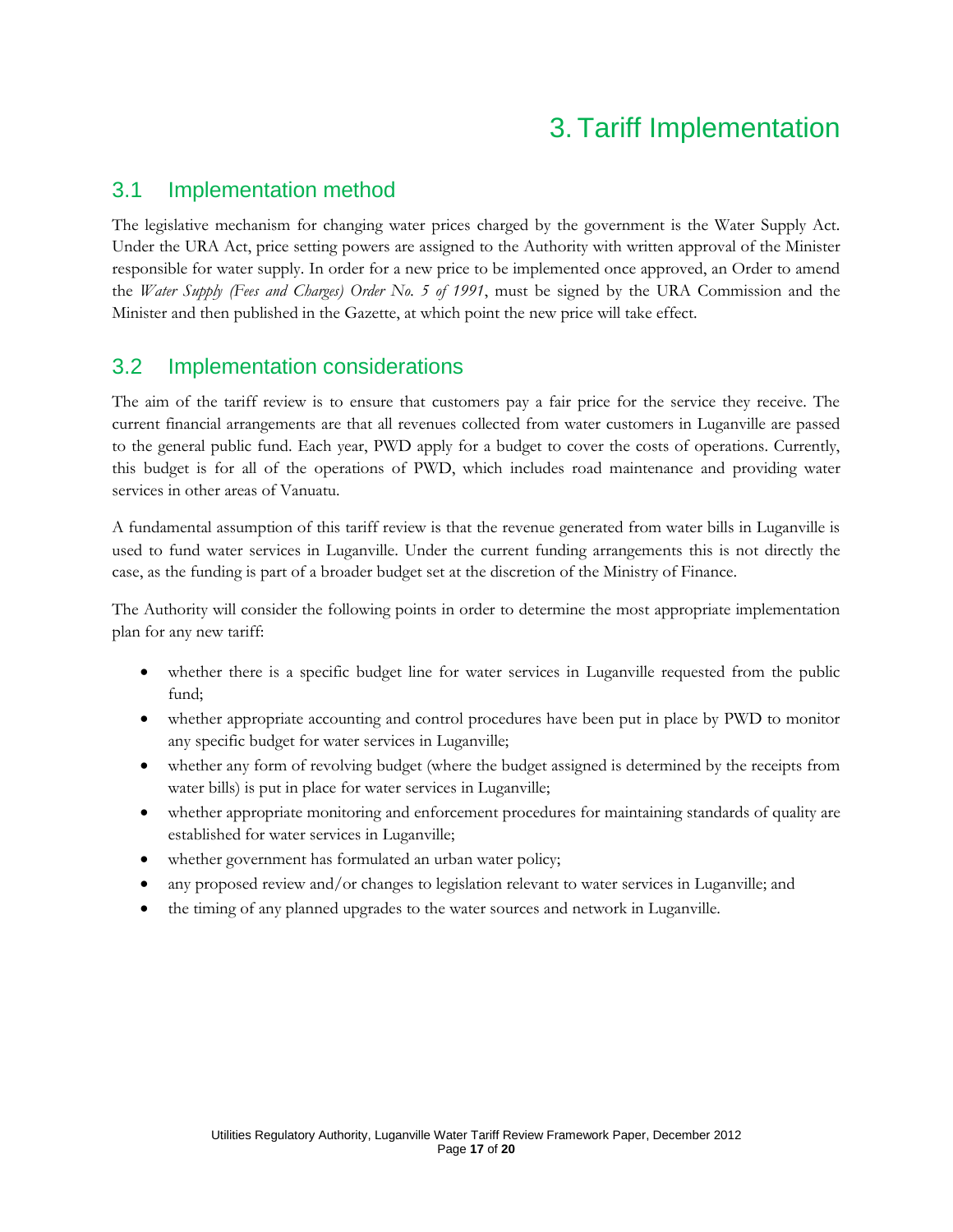# 3. Tariff Implementation

## 3.1 Implementation method

The legislative mechanism for changing water prices charged by the government is the Water Supply Act. Under the URA Act, price setting powers are assigned to the Authority with written approval of the Minister responsible for water supply. In order for a new price to be implemented once approved, an Order to amend the *Water Supply (Fees and Charges) Order No. 5 of 1991*, must be signed by the URA Commission and the Minister and then published in the Gazette, at which point the new price will take effect.

## 3.2 Implementation considerations

The aim of the tariff review is to ensure that customers pay a fair price for the service they receive. The current financial arrangements are that all revenues collected from water customers in Luganville are passed to the general public fund. Each year, PWD apply for a budget to cover the costs of operations. Currently, this budget is for all of the operations of PWD, which includes road maintenance and providing water services in other areas of Vanuatu.

A fundamental assumption of this tariff review is that the revenue generated from water bills in Luganville is used to fund water services in Luganville. Under the current funding arrangements this is not directly the case, as the funding is part of a broader budget set at the discretion of the Ministry of Finance.

The Authority will consider the following points in order to determine the most appropriate implementation plan for any new tariff:

- whether there is a specific budget line for water services in Luganville requested from the public fund;
- whether appropriate accounting and control procedures have been put in place by PWD to monitor any specific budget for water services in Luganville;
- whether any form of revolving budget (where the budget assigned is determined by the receipts from water bills) is put in place for water services in Luganville;
- whether appropriate monitoring and enforcement procedures for maintaining standards of quality are established for water services in Luganville;
- whether government has formulated an urban water policy;
- any proposed review and/or changes to legislation relevant to water services in Luganville; and
- the timing of any planned upgrades to the water sources and network in Luganville.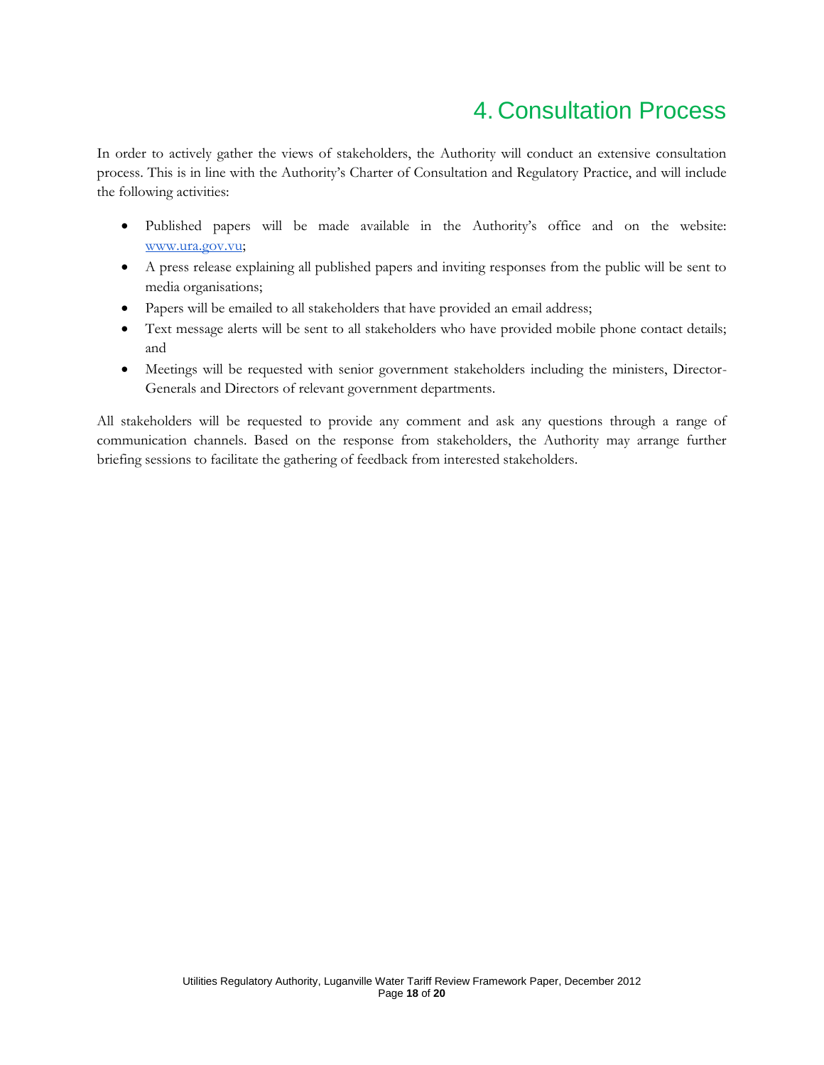# 4. Consultation Process

In order to actively gather the views of stakeholders, the Authority will conduct an extensive consultation process. This is in line with the Authority's Charter of Consultation and Regulatory Practice, and will include the following activities:

- Published papers will be made available in the Authority's office and on the website: www.ura.gov.vu;
- A press release explaining all published papers and inviting responses from the public will be sent to media organisations;
- Papers will be emailed to all stakeholders that have provided an email address;
- Text message alerts will be sent to all stakeholders who have provided mobile phone contact details; and
- Meetings will be requested with senior government stakeholders including the ministers, Director-Generals and Directors of relevant government departments.

All stakeholders will be requested to provide any comment and ask any questions through a range of communication channels. Based on the response from stakeholders, the Authority may arrange further briefing sessions to facilitate the gathering of feedback from interested stakeholders.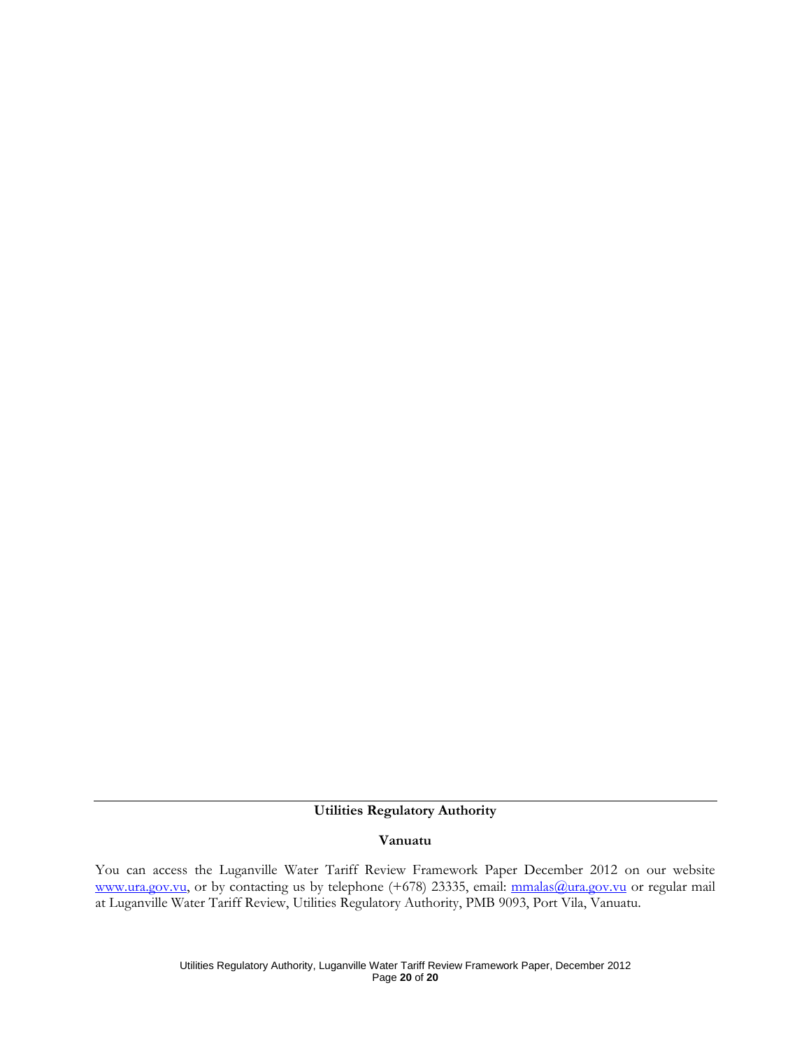---

**Utilities Regulatory Authority**

**Vanuatu**

You can access the Luganville Water Tariff Review Framework Paper December 2012 on our website www.ura.gov.vu, or by contacting us by telephone (+678) 23335, email: mmalas@ura.gov.vu or regular mail at Luganville Water Tariff Review, Utilities Regulatory Authority, PMB 9093, Port Vila, Vanuatu.